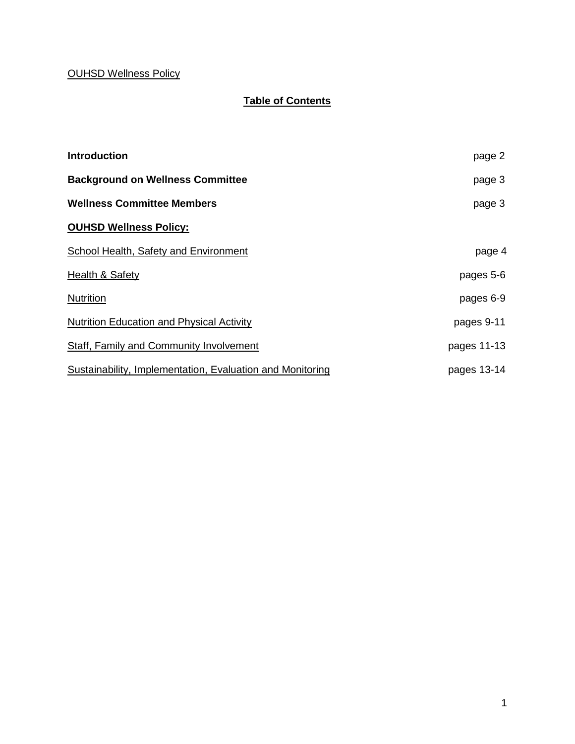OUHSD Wellness Policy

## Table of Contents

| | |
|---|---|
| **Introduction** | page 2 |
| **Background on Wellness Committee** | page 3 |
| **Wellness Committee Members** | page 3 |
| **OUHSD Wellness Policy:** | |
| School Health, Safety and Environment | page 4 |
| Health & Safety | pages 5-6 |
| Nutrition | pages 6-9 |
| Nutrition Education and Physical Activity | pages 9-11 |
| Staff, Family and Community Involvement | pages 11-13 |
| Sustainability, Implementation, Evaluation and Monitoring | pages 13-14 |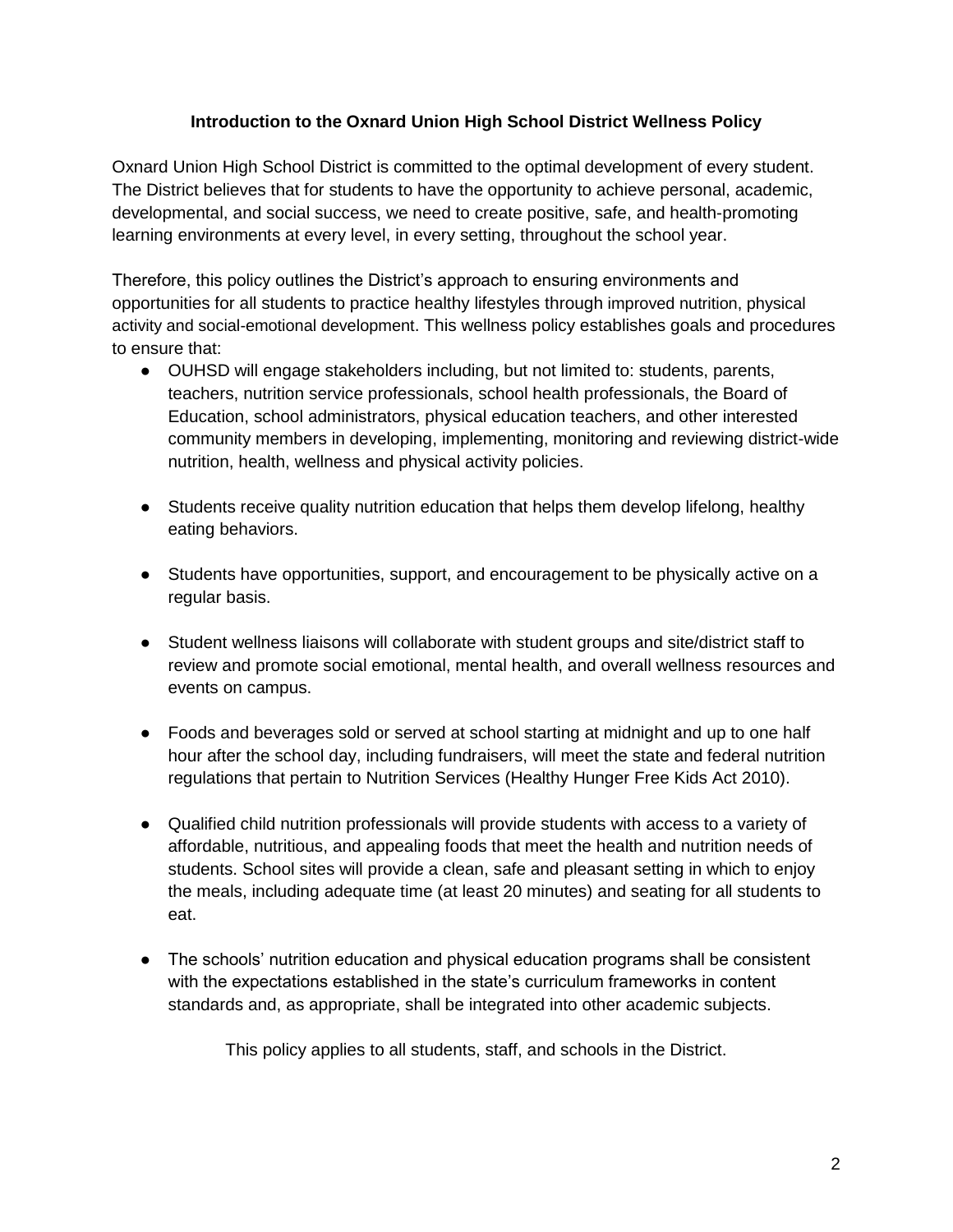**Introduction to the Oxnard Union High School District Wellness Policy**

Oxnard Union High School District is committed to the optimal development of every student. The District believes that for students to have the opportunity to achieve personal, academic, developmental, and social success, we need to create positive, safe, and health-promoting learning environments at every level, in every setting, throughout the school year.

Therefore, this policy outlines the District's approach to ensuring environments and opportunities for all students to practice healthy lifestyles through improved nutrition, physical activity and social-emotional development. This wellness policy establishes goals and procedures to ensure that:

- OUHSD will engage stakeholders including, but not limited to: students, parents, teachers, nutrition service professionals, school health professionals, the Board of Education, school administrators, physical education teachers, and other interested community members in developing, implementing, monitoring and reviewing district-wide nutrition, health, wellness and physical activity policies.

- Students receive quality nutrition education that helps them develop lifelong, healthy eating behaviors.

- Students have opportunities, support, and encouragement to be physically active on a regular basis.

- Student wellness liaisons will collaborate with student groups and site/district staff to review and promote social emotional, mental health, and overall wellness resources and events on campus.

- Foods and beverages sold or served at school starting at midnight and up to one half hour after the school day, including fundraisers, will meet the state and federal nutrition regulations that pertain to Nutrition Services (Healthy Hunger Free Kids Act 2010).

- Qualified child nutrition professionals will provide students with access to a variety of affordable, nutritious, and appealing foods that meet the health and nutrition needs of students. School sites will provide a clean, safe and pleasant setting in which to enjoy the meals, including adequate time (at least 20 minutes) and seating for all students to eat.

- The schools' nutrition education and physical education programs shall be consistent with the expectations established in the state's curriculum frameworks in content standards and, as appropriate, shall be integrated into other academic subjects.

This policy applies to all students, staff, and schools in the District.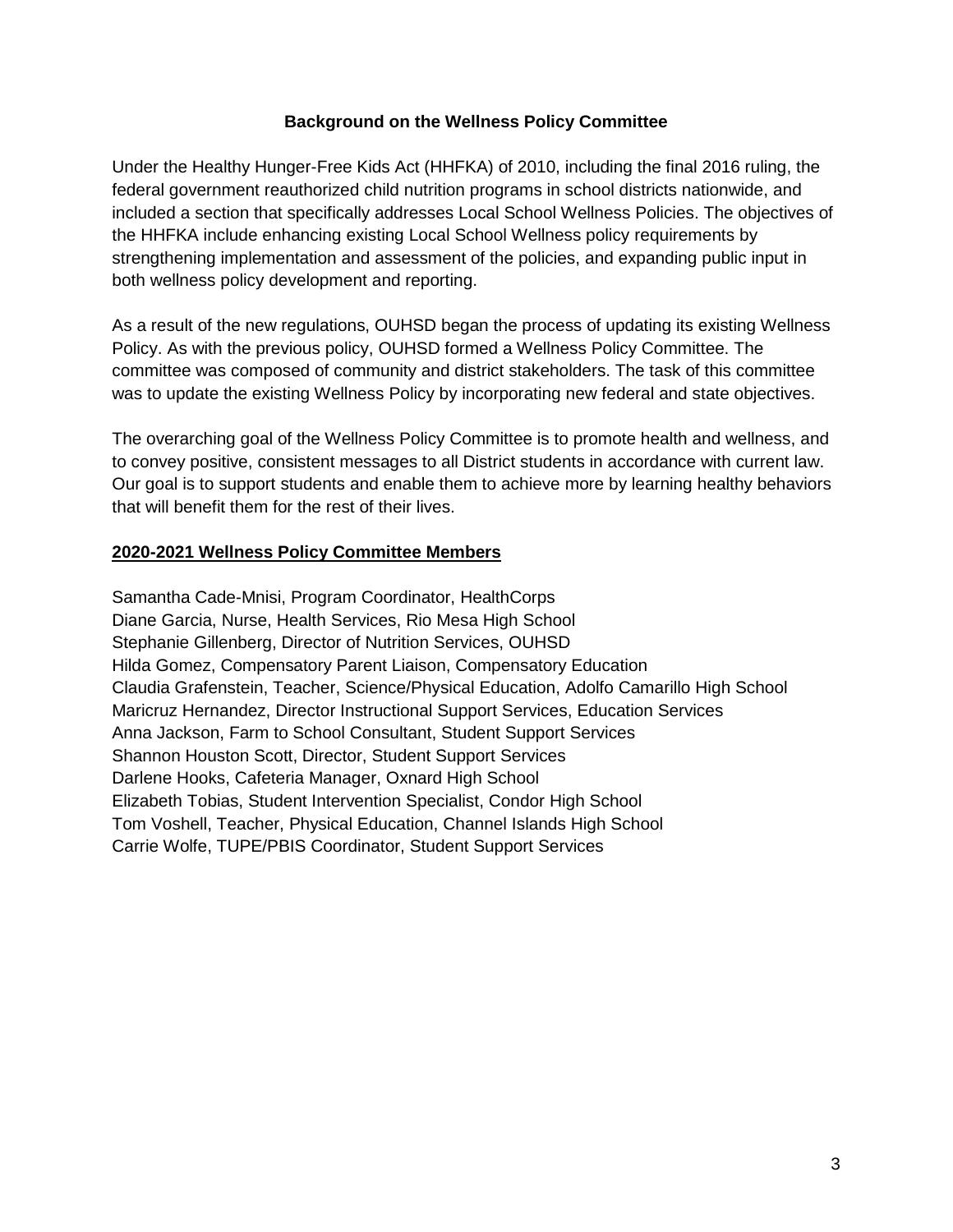## Background on the Wellness Policy Committee

Under the Healthy Hunger-Free Kids Act (HHFKA) of 2010, including the final 2016 ruling, the federal government reauthorized child nutrition programs in school districts nationwide, and included a section that specifically addresses Local School Wellness Policies. The objectives of the HHFKA include enhancing existing Local School Wellness policy requirements by strengthening implementation and assessment of the policies, and expanding public input in both wellness policy development and reporting.

As a result of the new regulations, OUHSD began the process of updating its existing Wellness Policy. As with the previous policy, OUHSD formed a Wellness Policy Committee. The committee was composed of community and district stakeholders. The task of this committee was to update the existing Wellness Policy by incorporating new federal and state objectives.

The overarching goal of the Wellness Policy Committee is to promote health and wellness, and to convey positive, consistent messages to all District students in accordance with current law. Our goal is to support students and enable them to achieve more by learning healthy behaviors that will benefit them for the rest of their lives.

### 2020-2021 Wellness Policy Committee Members

Samantha Cade-Mnisi, Program Coordinator, HealthCorps
Diane Garcia, Nurse, Health Services, Rio Mesa High School
Stephanie Gillenberg, Director of Nutrition Services, OUHSD
Hilda Gomez, Compensatory Parent Liaison, Compensatory Education
Claudia Grafenstein, Teacher, Science/Physical Education, Adolfo Camarillo High School
Maricruz Hernandez, Director Instructional Support Services, Education Services
Anna Jackson, Farm to School Consultant, Student Support Services
Shannon Houston Scott, Director, Student Support Services
Darlene Hooks, Cafeteria Manager, Oxnard High School
Elizabeth Tobias, Student Intervention Specialist, Condor High School
Tom Voshell, Teacher, Physical Education, Channel Islands High School
Carrie Wolfe, TUPE/PBIS Coordinator, Student Support Services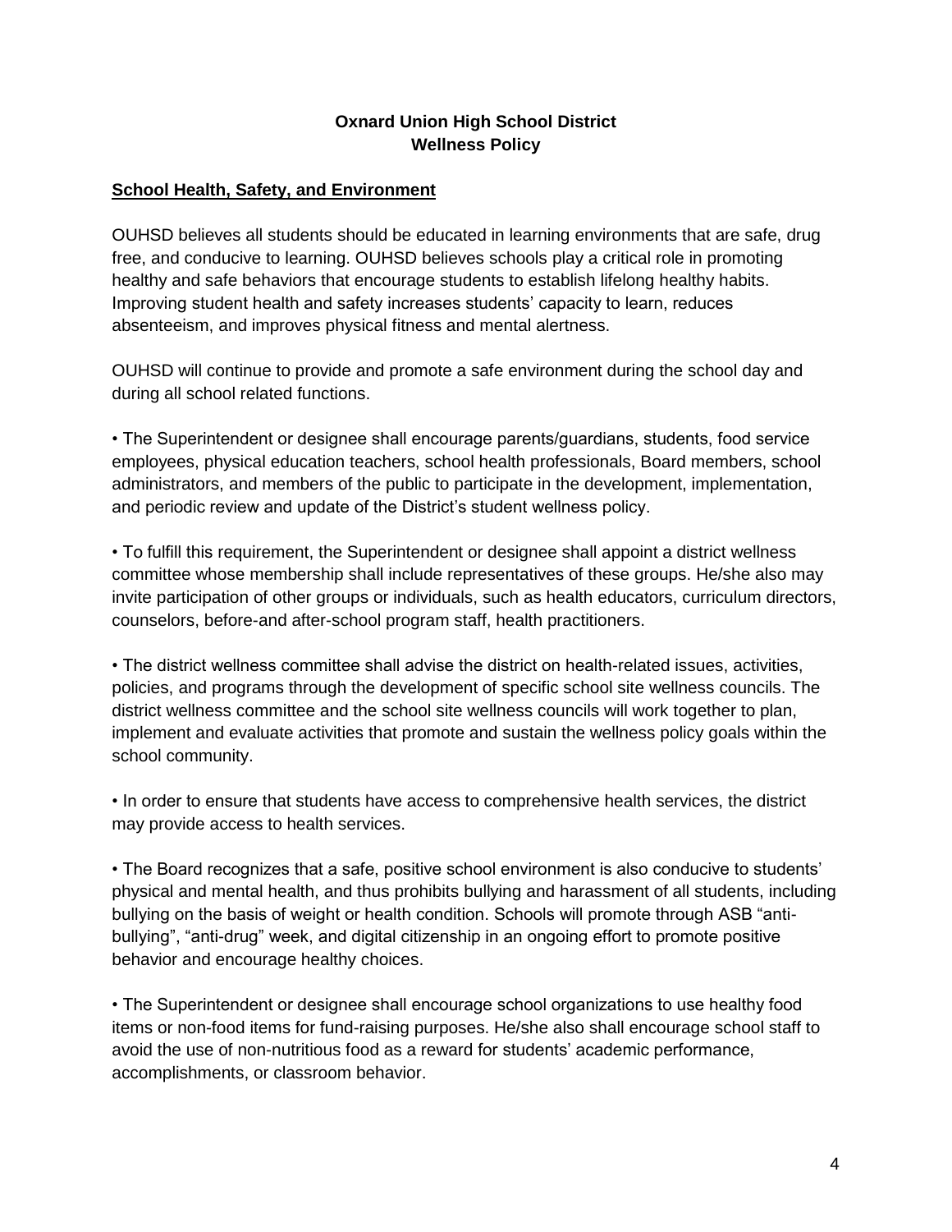**Oxnard Union High School District**
**Wellness Policy**

**School Health, Safety, and Environment**

OUHSD believes all students should be educated in learning environments that are safe, drug free, and conducive to learning. OUHSD believes schools play a critical role in promoting healthy and safe behaviors that encourage students to establish lifelong healthy habits. Improving student health and safety increases students' capacity to learn, reduces absenteeism, and improves physical fitness and mental alertness.

OUHSD will continue to provide and promote a safe environment during the school day and during all school related functions.

• The Superintendent or designee shall encourage parents/guardians, students, food service employees, physical education teachers, school health professionals, Board members, school administrators, and members of the public to participate in the development, implementation, and periodic review and update of the District's student wellness policy.

• To fulfill this requirement, the Superintendent or designee shall appoint a district wellness committee whose membership shall include representatives of these groups. He/she also may invite participation of other groups or individuals, such as health educators, curriculum directors, counselors, before-and after-school program staff, health practitioners.

• The district wellness committee shall advise the district on health-related issues, activities, policies, and programs through the development of specific school site wellness councils. The district wellness committee and the school site wellness councils will work together to plan, implement and evaluate activities that promote and sustain the wellness policy goals within the school community.

• In order to ensure that students have access to comprehensive health services, the district may provide access to health services.

• The Board recognizes that a safe, positive school environment is also conducive to students' physical and mental health, and thus prohibits bullying and harassment of all students, including bullying on the basis of weight or health condition. Schools will promote through ASB "anti-bullying", "anti-drug" week, and digital citizenship in an ongoing effort to promote positive behavior and encourage healthy choices.

• The Superintendent or designee shall encourage school organizations to use healthy food items or non-food items for fund-raising purposes. He/she also shall encourage school staff to avoid the use of non-nutritious food as a reward for students' academic performance, accomplishments, or classroom behavior.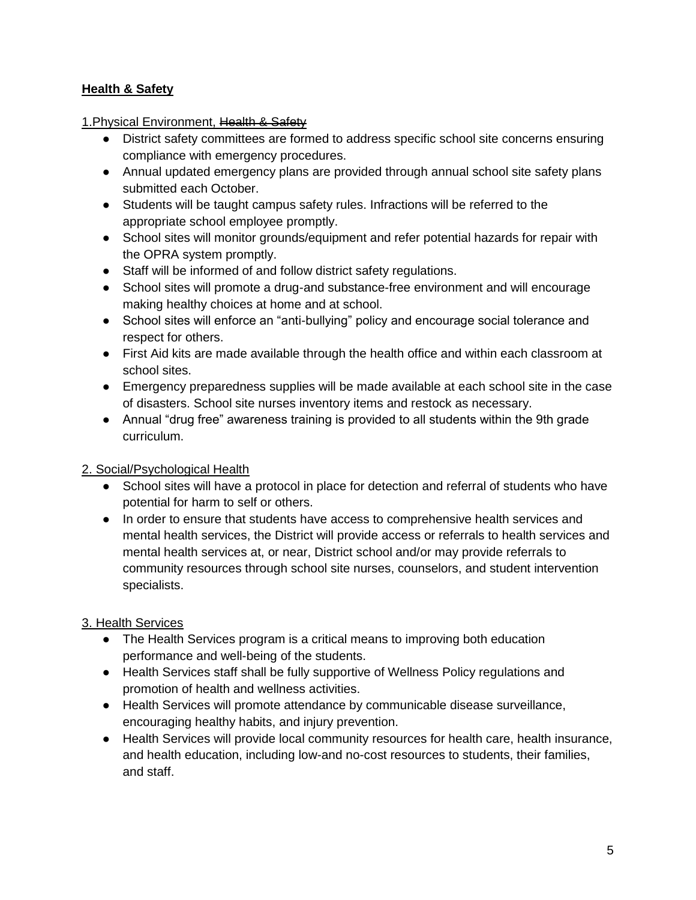**Health & Safety**

1.Physical Environment, ~~Health & Safety~~

- District safety committees are formed to address specific school site concerns ensuring compliance with emergency procedures.
- Annual updated emergency plans are provided through annual school site safety plans submitted each October.
- Students will be taught campus safety rules. Infractions will be referred to the appropriate school employee promptly.
- School sites will monitor grounds/equipment and refer potential hazards for repair with the OPRA system promptly.
- Staff will be informed of and follow district safety regulations.
- School sites will promote a drug-and substance-free environment and will encourage making healthy choices at home and at school.
- School sites will enforce an "anti-bullying" policy and encourage social tolerance and respect for others.
- First Aid kits are made available through the health office and within each classroom at school sites.
- Emergency preparedness supplies will be made available at each school site in the case of disasters. School site nurses inventory items and restock as necessary.
- Annual "drug free" awareness training is provided to all students within the 9th grade curriculum.

2. Social/Psychological Health

- School sites will have a protocol in place for detection and referral of students who have potential for harm to self or others.
- In order to ensure that students have access to comprehensive health services and mental health services, the District will provide access or referrals to health services and mental health services at, or near, District school and/or may provide referrals to community resources through school site nurses, counselors, and student intervention specialists.

3. Health Services

- The Health Services program is a critical means to improving both education performance and well-being of the students.
- Health Services staff shall be fully supportive of Wellness Policy regulations and promotion of health and wellness activities.
- Health Services will promote attendance by communicable disease surveillance, encouraging healthy habits, and injury prevention.
- Health Services will provide local community resources for health care, health insurance, and health education, including low-and no-cost resources to students, their families, and staff.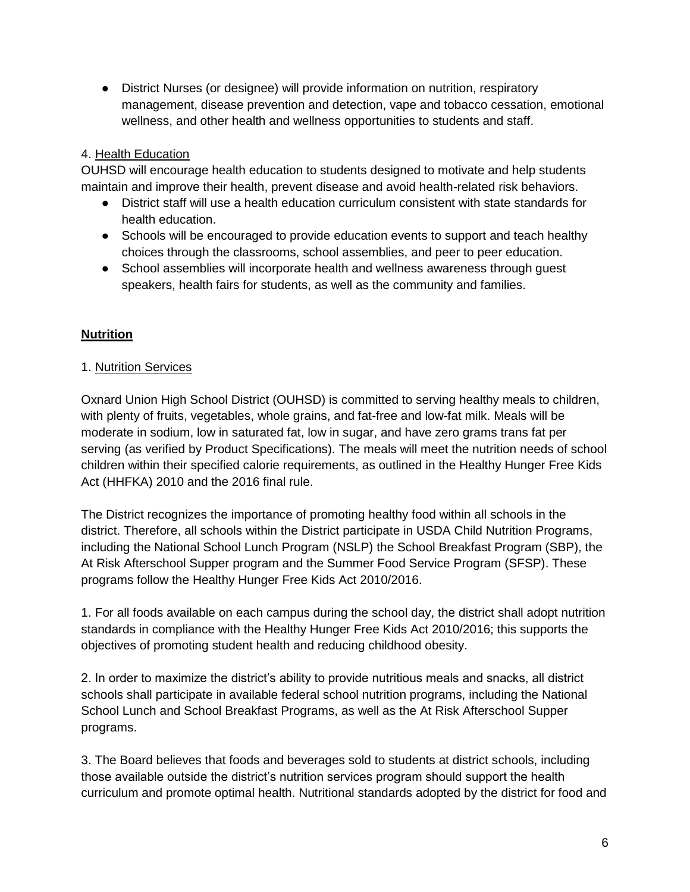- District Nurses (or designee) will provide information on nutrition, respiratory management, disease prevention and detection, vape and tobacco cessation, emotional wellness, and other health and wellness opportunities to students and staff.

4. Health Education

OUHSD will encourage health education to students designed to motivate and help students maintain and improve their health, prevent disease and avoid health-related risk behaviors.

- District staff will use a health education curriculum consistent with state standards for health education.
- Schools will be encouraged to provide education events to support and teach healthy choices through the classrooms, school assemblies, and peer to peer education.
- School assemblies will incorporate health and wellness awareness through guest speakers, health fairs for students, as well as the community and families.

## Nutrition

1. Nutrition Services

Oxnard Union High School District (OUHSD) is committed to serving healthy meals to children, with plenty of fruits, vegetables, whole grains, and fat-free and low-fat milk. Meals will be moderate in sodium, low in saturated fat, low in sugar, and have zero grams trans fat per serving (as verified by Product Specifications). The meals will meet the nutrition needs of school children within their specified calorie requirements, as outlined in the Healthy Hunger Free Kids Act (HHFKA) 2010 and the 2016 final rule.

The District recognizes the importance of promoting healthy food within all schools in the district. Therefore, all schools within the District participate in USDA Child Nutrition Programs, including the National School Lunch Program (NSLP) the School Breakfast Program (SBP), the At Risk Afterschool Supper program and the Summer Food Service Program (SFSP). These programs follow the Healthy Hunger Free Kids Act 2010/2016.

1. For all foods available on each campus during the school day, the district shall adopt nutrition standards in compliance with the Healthy Hunger Free Kids Act 2010/2016; this supports the objectives of promoting student health and reducing childhood obesity.

2. In order to maximize the district's ability to provide nutritious meals and snacks, all district schools shall participate in available federal school nutrition programs, including the National School Lunch and School Breakfast Programs, as well as the At Risk Afterschool Supper programs.

3. The Board believes that foods and beverages sold to students at district schools, including those available outside the district's nutrition services program should support the health curriculum and promote optimal health. Nutritional standards adopted by the district for food and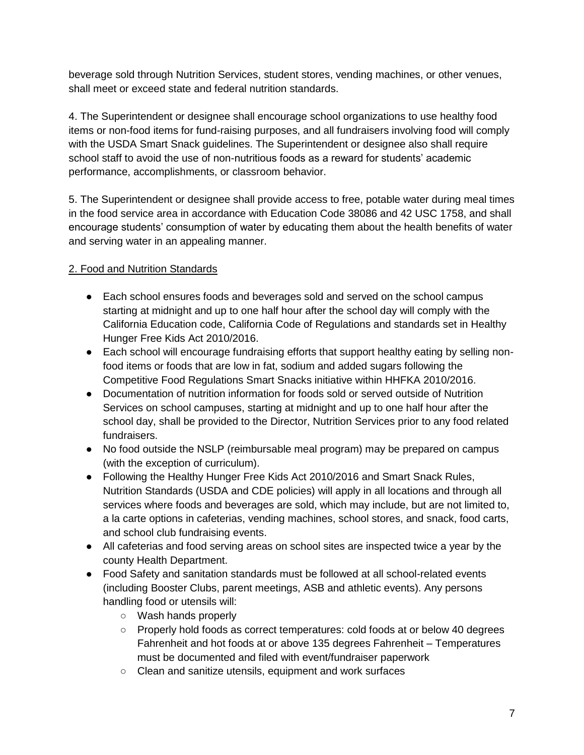beverage sold through Nutrition Services, student stores, vending machines, or other venues, shall meet or exceed state and federal nutrition standards.

4. The Superintendent or designee shall encourage school organizations to use healthy food items or non-food items for fund-raising purposes, and all fundraisers involving food will comply with the USDA Smart Snack guidelines. The Superintendent or designee also shall require school staff to avoid the use of non-nutritious foods as a reward for students' academic performance, accomplishments, or classroom behavior.

5. The Superintendent or designee shall provide access to free, potable water during meal times in the food service area in accordance with Education Code 38086 and 42 USC 1758, and shall encourage students' consumption of water by educating them about the health benefits of water and serving water in an appealing manner.

<u>2. Food and Nutrition Standards</u>

- Each school ensures foods and beverages sold and served on the school campus starting at midnight and up to one half hour after the school day will comply with the California Education code, California Code of Regulations and standards set in Healthy Hunger Free Kids Act 2010/2016.
- Each school will encourage fundraising efforts that support healthy eating by selling non-food items or foods that are low in fat, sodium and added sugars following the Competitive Food Regulations Smart Snacks initiative within HHFKA 2010/2016.
- Documentation of nutrition information for foods sold or served outside of Nutrition Services on school campuses, starting at midnight and up to one half hour after the school day, shall be provided to the Director, Nutrition Services prior to any food related fundraisers.
- No food outside the NSLP (reimbursable meal program) may be prepared on campus (with the exception of curriculum).
- Following the Healthy Hunger Free Kids Act 2010/2016 and Smart Snack Rules, Nutrition Standards (USDA and CDE policies) will apply in all locations and through all services where foods and beverages are sold, which may include, but are not limited to, a la carte options in cafeterias, vending machines, school stores, and snack, food carts, and school club fundraising events.
- All cafeterias and food serving areas on school sites are inspected twice a year by the county Health Department.
- Food Safety and sanitation standards must be followed at all school-related events (including Booster Clubs, parent meetings, ASB and athletic events). Any persons handling food or utensils will:
    - Wash hands properly
    - Properly hold foods as correct temperatures: cold foods at or below 40 degrees Fahrenheit and hot foods at or above 135 degrees Fahrenheit – Temperatures must be documented and filed with event/fundraiser paperwork
    - Clean and sanitize utensils, equipment and work surfaces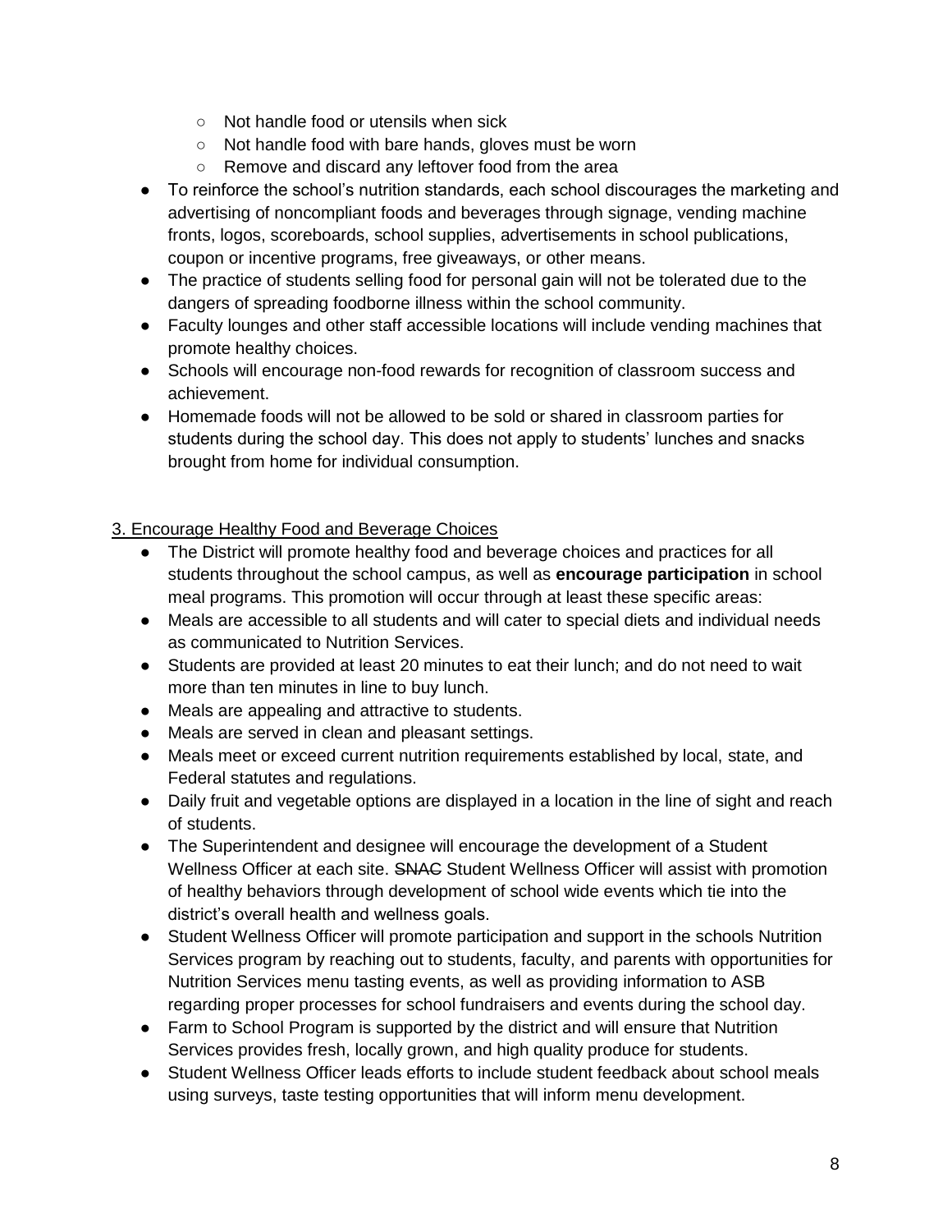- Not handle food or utensils when sick
    - Not handle food with bare hands, gloves must be worn
    - Remove and discard any leftover food from the area
- To reinforce the school's nutrition standards, each school discourages the marketing and advertising of noncompliant foods and beverages through signage, vending machine fronts, logos, scoreboards, school supplies, advertisements in school publications, coupon or incentive programs, free giveaways, or other means.
- The practice of students selling food for personal gain will not be tolerated due to the dangers of spreading foodborne illness within the school community.
- Faculty lounges and other staff accessible locations will include vending machines that promote healthy choices.
- Schools will encourage non-food rewards for recognition of classroom success and achievement.
- Homemade foods will not be allowed to be sold or shared in classroom parties for students during the school day. This does not apply to students' lunches and snacks brought from home for individual consumption.

<u>3. Encourage Healthy Food and Beverage Choices</u>

- The District will promote healthy food and beverage choices and practices for all students throughout the school campus, as well as **encourage participation** in school meal programs. This promotion will occur through at least these specific areas:
- Meals are accessible to all students and will cater to special diets and individual needs as communicated to Nutrition Services.
- Students are provided at least 20 minutes to eat their lunch; and do not need to wait more than ten minutes in line to buy lunch.
- Meals are appealing and attractive to students.
- Meals are served in clean and pleasant settings.
- Meals meet or exceed current nutrition requirements established by local, state, and Federal statutes and regulations.
- Daily fruit and vegetable options are displayed in a location in the line of sight and reach of students.
- The Superintendent and designee will encourage the development of a Student Wellness Officer at each site. ~~SNAC~~ Student Wellness Officer will assist with promotion of healthy behaviors through development of school wide events which tie into the district's overall health and wellness goals.
- Student Wellness Officer will promote participation and support in the schools Nutrition Services program by reaching out to students, faculty, and parents with opportunities for Nutrition Services menu tasting events, as well as providing information to ASB regarding proper processes for school fundraisers and events during the school day.
- Farm to School Program is supported by the district and will ensure that Nutrition Services provides fresh, locally grown, and high quality produce for students.
- Student Wellness Officer leads efforts to include student feedback about school meals using surveys, taste testing opportunities that will inform menu development.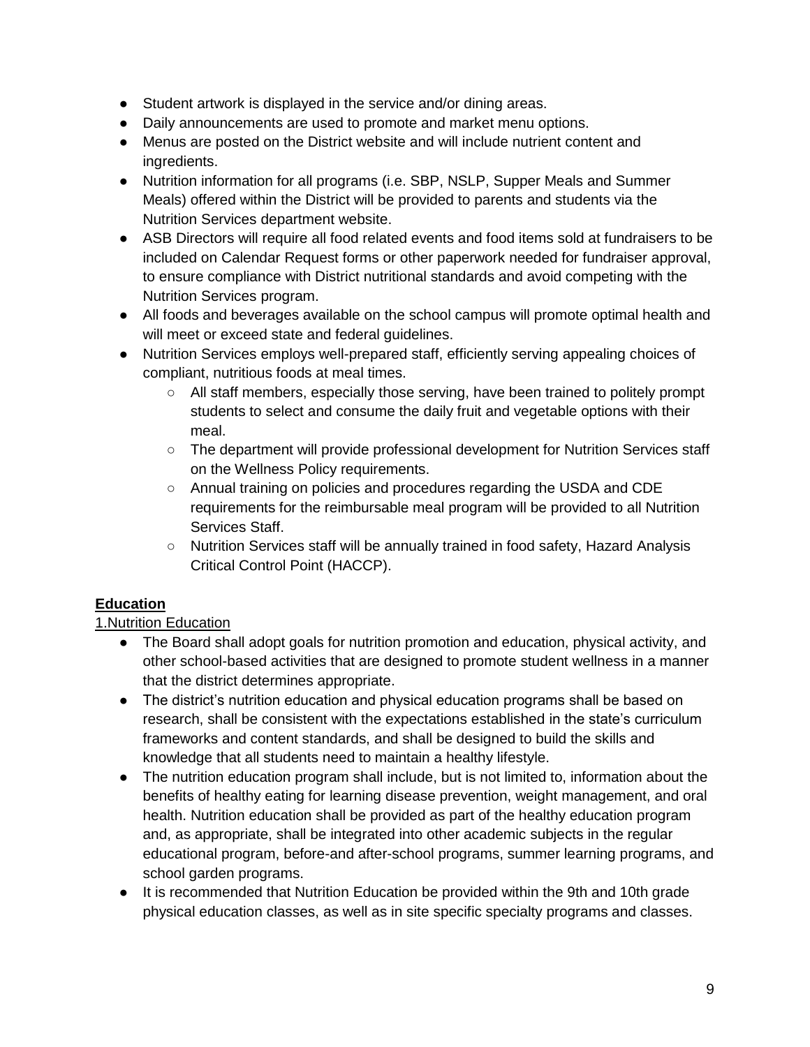- Student artwork is displayed in the service and/or dining areas.
- Daily announcements are used to promote and market menu options.
- Menus are posted on the District website and will include nutrient content and ingredients.
- Nutrition information for all programs (i.e. SBP, NSLP, Supper Meals and Summer Meals) offered within the District will be provided to parents and students via the Nutrition Services department website.
- ASB Directors will require all food related events and food items sold at fundraisers to be included on Calendar Request forms or other paperwork needed for fundraiser approval, to ensure compliance with District nutritional standards and avoid competing with the Nutrition Services program.
- All foods and beverages available on the school campus will promote optimal health and will meet or exceed state and federal guidelines.
- Nutrition Services employs well-prepared staff, efficiently serving appealing choices of compliant, nutritious foods at meal times.
    - All staff members, especially those serving, have been trained to politely prompt students to select and consume the daily fruit and vegetable options with their meal.
    - The department will provide professional development for Nutrition Services staff on the Wellness Policy requirements.
    - Annual training on policies and procedures regarding the USDA and CDE requirements for the reimbursable meal program will be provided to all Nutrition Services Staff.
    - Nutrition Services staff will be annually trained in food safety, Hazard Analysis Critical Control Point (HACCP).

## **Education**

1.Nutrition Education

- The Board shall adopt goals for nutrition promotion and education, physical activity, and other school-based activities that are designed to promote student wellness in a manner that the district determines appropriate.
- The district's nutrition education and physical education programs shall be based on research, shall be consistent with the expectations established in the state's curriculum frameworks and content standards, and shall be designed to build the skills and knowledge that all students need to maintain a healthy lifestyle.
- The nutrition education program shall include, but is not limited to, information about the benefits of healthy eating for learning disease prevention, weight management, and oral health. Nutrition education shall be provided as part of the healthy education program and, as appropriate, shall be integrated into other academic subjects in the regular educational program, before-and after-school programs, summer learning programs, and school garden programs.
- It is recommended that Nutrition Education be provided within the 9th and 10th grade physical education classes, as well as in site specific specialty programs and classes.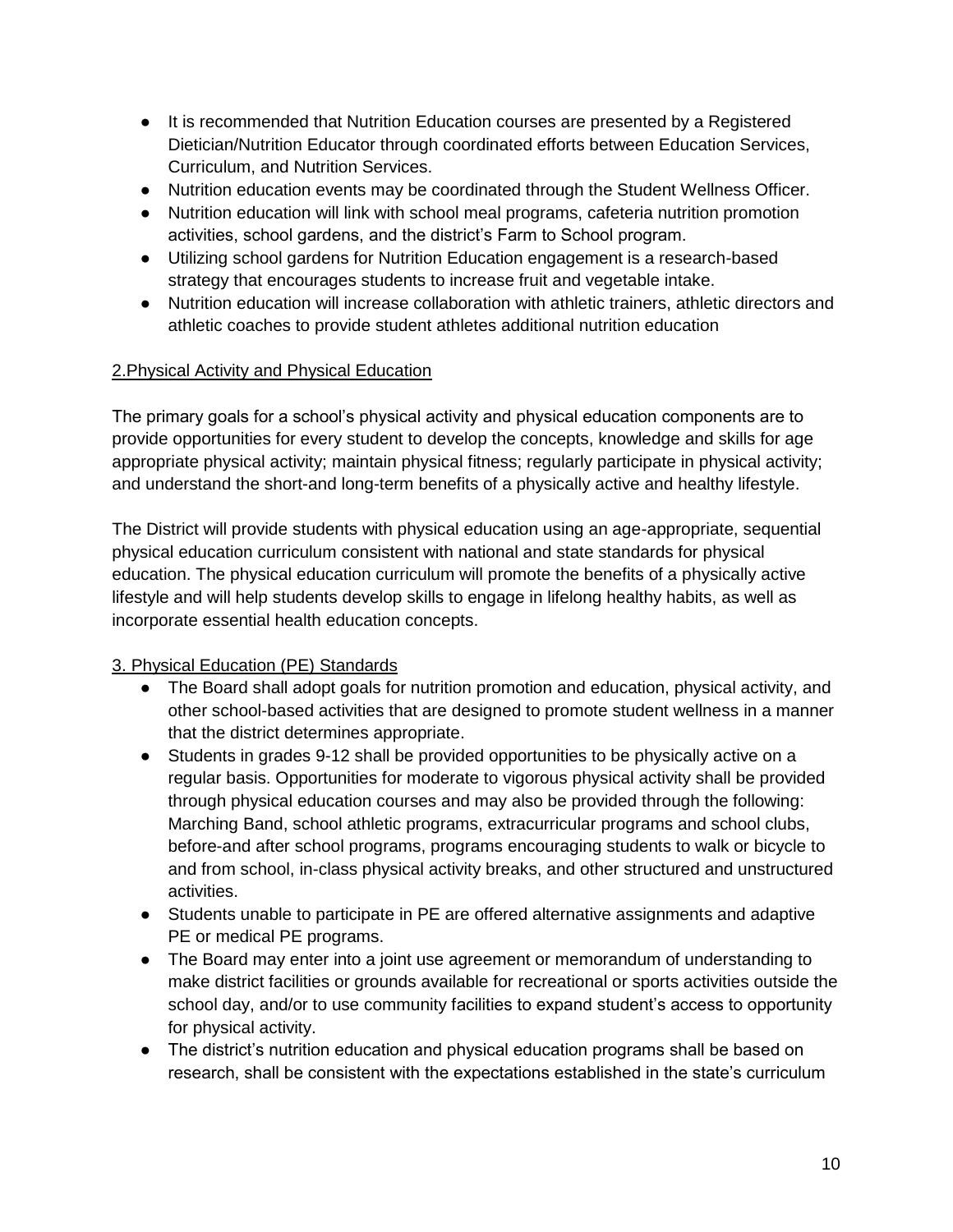- It is recommended that Nutrition Education courses are presented by a Registered Dietician/Nutrition Educator through coordinated efforts between Education Services, Curriculum, and Nutrition Services.
- Nutrition education events may be coordinated through the Student Wellness Officer.
- Nutrition education will link with school meal programs, cafeteria nutrition promotion activities, school gardens, and the district's Farm to School program.
- Utilizing school gardens for Nutrition Education engagement is a research-based strategy that encourages students to increase fruit and vegetable intake.
- Nutrition education will increase collaboration with athletic trainers, athletic directors and athletic coaches to provide student athletes additional nutrition education

## 2.Physical Activity and Physical Education

The primary goals for a school's physical activity and physical education components are to provide opportunities for every student to develop the concepts, knowledge and skills for age appropriate physical activity; maintain physical fitness; regularly participate in physical activity; and understand the short-and long-term benefits of a physically active and healthy lifestyle.

The District will provide students with physical education using an age-appropriate, sequential physical education curriculum consistent with national and state standards for physical education. The physical education curriculum will promote the benefits of a physically active lifestyle and will help students develop skills to engage in lifelong healthy habits, as well as incorporate essential health education concepts.

## 3. Physical Education (PE) Standards

- The Board shall adopt goals for nutrition promotion and education, physical activity, and other school-based activities that are designed to promote student wellness in a manner that the district determines appropriate.
- Students in grades 9-12 shall be provided opportunities to be physically active on a regular basis. Opportunities for moderate to vigorous physical activity shall be provided through physical education courses and may also be provided through the following: Marching Band, school athletic programs, extracurricular programs and school clubs, before-and after school programs, programs encouraging students to walk or bicycle to and from school, in-class physical activity breaks, and other structured and unstructured activities.
- Students unable to participate in PE are offered alternative assignments and adaptive PE or medical PE programs.
- The Board may enter into a joint use agreement or memorandum of understanding to make district facilities or grounds available for recreational or sports activities outside the school day, and/or to use community facilities to expand student's access to opportunity for physical activity.
- The district's nutrition education and physical education programs shall be based on research, shall be consistent with the expectations established in the state's curriculum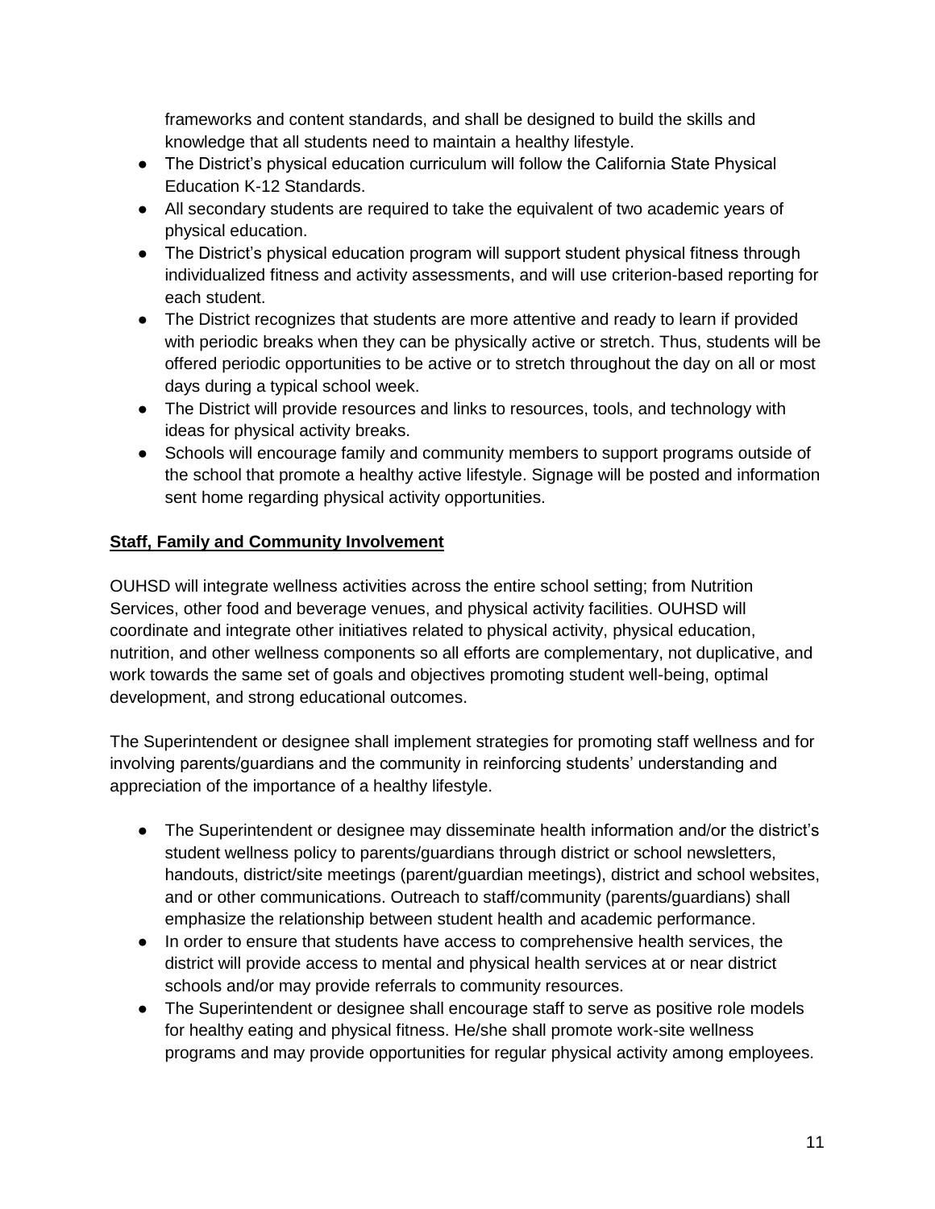frameworks and content standards, and shall be designed to build the skills and knowledge that all students need to maintain a healthy lifestyle.

- The District's physical education curriculum will follow the California State Physical Education K-12 Standards.
- All secondary students are required to take the equivalent of two academic years of physical education.
- The District's physical education program will support student physical fitness through individualized fitness and activity assessments, and will use criterion-based reporting for each student.
- The District recognizes that students are more attentive and ready to learn if provided with periodic breaks when they can be physically active or stretch. Thus, students will be offered periodic opportunities to be active or to stretch throughout the day on all or most days during a typical school week.
- The District will provide resources and links to resources, tools, and technology with ideas for physical activity breaks.
- Schools will encourage family and community members to support programs outside of the school that promote a healthy active lifestyle. Signage will be posted and information sent home regarding physical activity opportunities.

## Staff, Family and Community Involvement

OUHSD will integrate wellness activities across the entire school setting; from Nutrition Services, other food and beverage venues, and physical activity facilities. OUHSD will coordinate and integrate other initiatives related to physical activity, physical education, nutrition, and other wellness components so all efforts are complementary, not duplicative, and work towards the same set of goals and objectives promoting student well-being, optimal development, and strong educational outcomes.

The Superintendent or designee shall implement strategies for promoting staff wellness and for involving parents/guardians and the community in reinforcing students' understanding and appreciation of the importance of a healthy lifestyle.

- The Superintendent or designee may disseminate health information and/or the district's student wellness policy to parents/guardians through district or school newsletters, handouts, district/site meetings (parent/guardian meetings), district and school websites, and or other communications. Outreach to staff/community (parents/guardians) shall emphasize the relationship between student health and academic performance.
- In order to ensure that students have access to comprehensive health services, the district will provide access to mental and physical health services at or near district schools and/or may provide referrals to community resources.
- The Superintendent or designee shall encourage staff to serve as positive role models for healthy eating and physical fitness. He/she shall promote work-site wellness programs and may provide opportunities for regular physical activity among employees.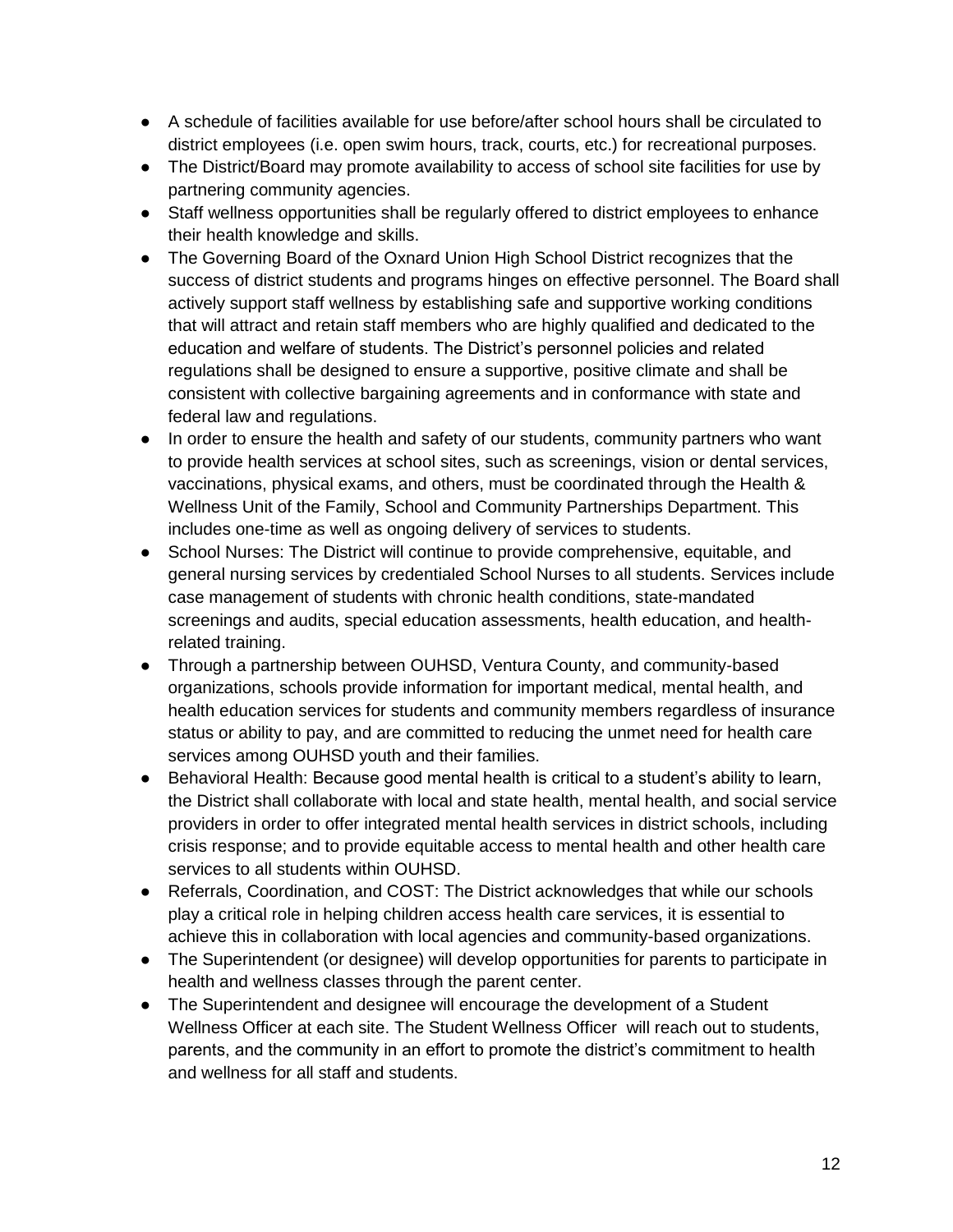- A schedule of facilities available for use before/after school hours shall be circulated to district employees (i.e. open swim hours, track, courts, etc.) for recreational purposes.
- The District/Board may promote availability to access of school site facilities for use by partnering community agencies.
- Staff wellness opportunities shall be regularly offered to district employees to enhance their health knowledge and skills.
- The Governing Board of the Oxnard Union High School District recognizes that the success of district students and programs hinges on effective personnel. The Board shall actively support staff wellness by establishing safe and supportive working conditions that will attract and retain staff members who are highly qualified and dedicated to the education and welfare of students. The District's personnel policies and related regulations shall be designed to ensure a supportive, positive climate and shall be consistent with collective bargaining agreements and in conformance with state and federal law and regulations.
- In order to ensure the health and safety of our students, community partners who want to provide health services at school sites, such as screenings, vision or dental services, vaccinations, physical exams, and others, must be coordinated through the Health & Wellness Unit of the Family, School and Community Partnerships Department. This includes one-time as well as ongoing delivery of services to students.
- School Nurses: The District will continue to provide comprehensive, equitable, and general nursing services by credentialed School Nurses to all students. Services include case management of students with chronic health conditions, state-mandated screenings and audits, special education assessments, health education, and health-related training.
- Through a partnership between OUHSD, Ventura County, and community-based organizations, schools provide information for important medical, mental health, and health education services for students and community members regardless of insurance status or ability to pay, and are committed to reducing the unmet need for health care services among OUHSD youth and their families.
- Behavioral Health: Because good mental health is critical to a student's ability to learn, the District shall collaborate with local and state health, mental health, and social service providers in order to offer integrated mental health services in district schools, including crisis response; and to provide equitable access to mental health and other health care services to all students within OUHSD.
- Referrals, Coordination, and COST: The District acknowledges that while our schools play a critical role in helping children access health care services, it is essential to achieve this in collaboration with local agencies and community-based organizations.
- The Superintendent (or designee) will develop opportunities for parents to participate in health and wellness classes through the parent center.
- The Superintendent and designee will encourage the development of a Student Wellness Officer at each site. The Student Wellness Officer will reach out to students, parents, and the community in an effort to promote the district's commitment to health and wellness for all staff and students.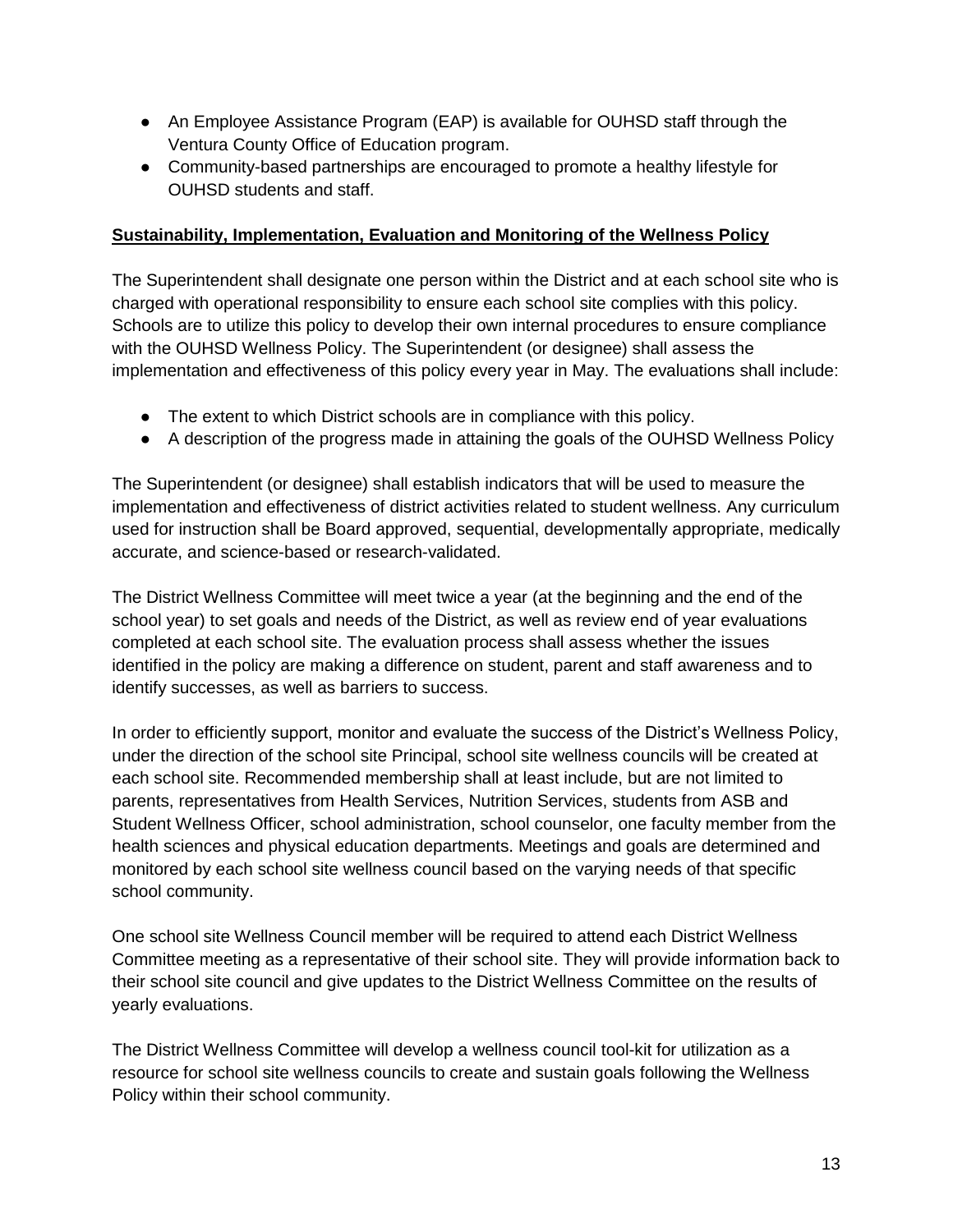- An Employee Assistance Program (EAP) is available for OUHSD staff through the Ventura County Office of Education program.
- Community-based partnerships are encouraged to promote a healthy lifestyle for OUHSD students and staff.

**Sustainability, Implementation, Evaluation and Monitoring of the Wellness Policy**

The Superintendent shall designate one person within the District and at each school site who is charged with operational responsibility to ensure each school site complies with this policy. Schools are to utilize this policy to develop their own internal procedures to ensure compliance with the OUHSD Wellness Policy. The Superintendent (or designee) shall assess the implementation and effectiveness of this policy every year in May. The evaluations shall include:

- The extent to which District schools are in compliance with this policy.
- A description of the progress made in attaining the goals of the OUHSD Wellness Policy

The Superintendent (or designee) shall establish indicators that will be used to measure the implementation and effectiveness of district activities related to student wellness. Any curriculum used for instruction shall be Board approved, sequential, developmentally appropriate, medically accurate, and science-based or research-validated.

The District Wellness Committee will meet twice a year (at the beginning and the end of the school year) to set goals and needs of the District, as well as review end of year evaluations completed at each school site. The evaluation process shall assess whether the issues identified in the policy are making a difference on student, parent and staff awareness and to identify successes, as well as barriers to success.

In order to efficiently support, monitor and evaluate the success of the District's Wellness Policy, under the direction of the school site Principal, school site wellness councils will be created at each school site. Recommended membership shall at least include, but are not limited to parents, representatives from Health Services, Nutrition Services, students from ASB and Student Wellness Officer, school administration, school counselor, one faculty member from the health sciences and physical education departments. Meetings and goals are determined and monitored by each school site wellness council based on the varying needs of that specific school community.

One school site Wellness Council member will be required to attend each District Wellness Committee meeting as a representative of their school site. They will provide information back to their school site council and give updates to the District Wellness Committee on the results of yearly evaluations.

The District Wellness Committee will develop a wellness council tool-kit for utilization as a resource for school site wellness councils to create and sustain goals following the Wellness Policy within their school community.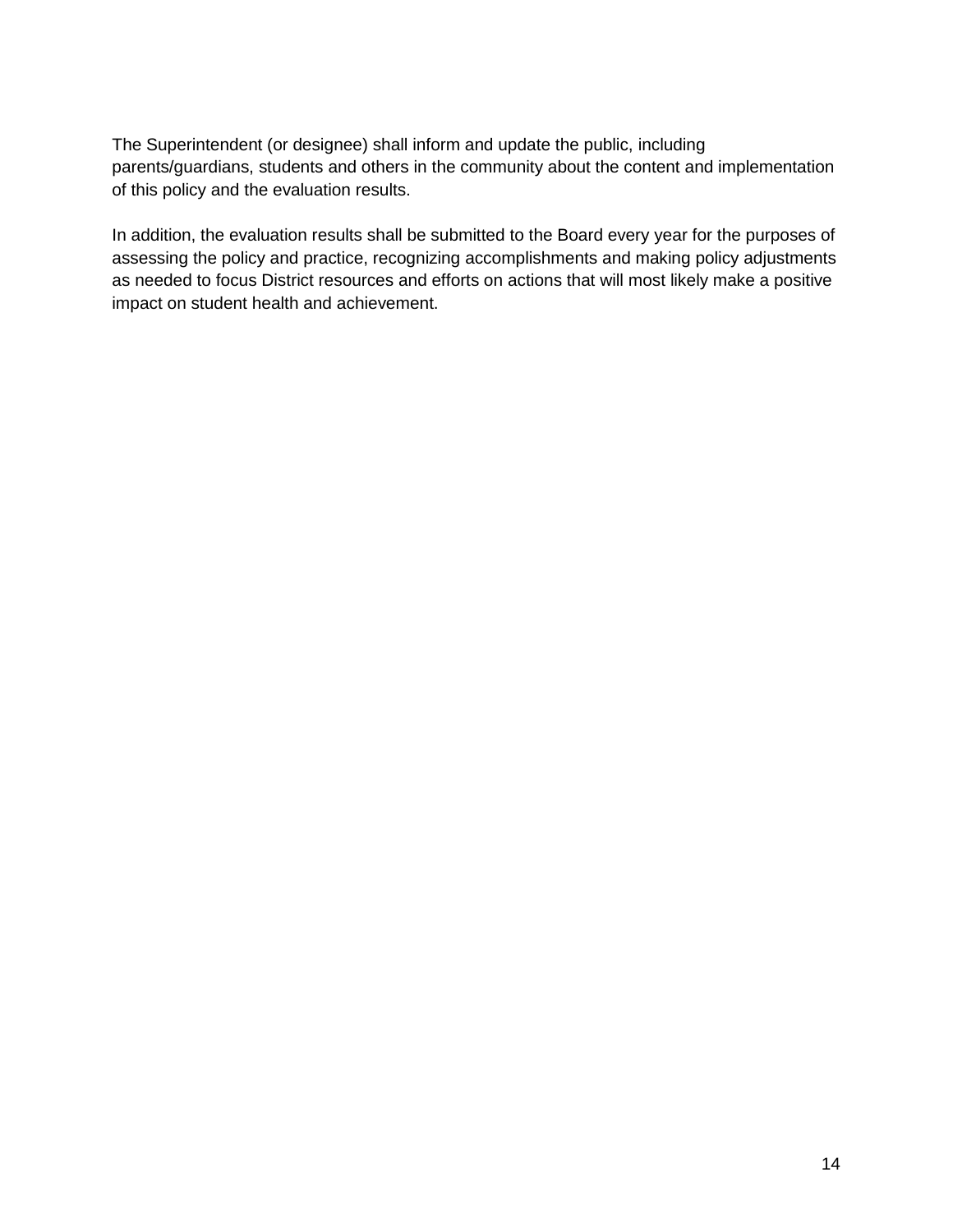The Superintendent (or designee) shall inform and update the public, including parents/guardians, students and others in the community about the content and implementation of this policy and the evaluation results.

In addition, the evaluation results shall be submitted to the Board every year for the purposes of assessing the policy and practice, recognizing accomplishments and making policy adjustments as needed to focus District resources and efforts on actions that will most likely make a positive impact on student health and achievement.